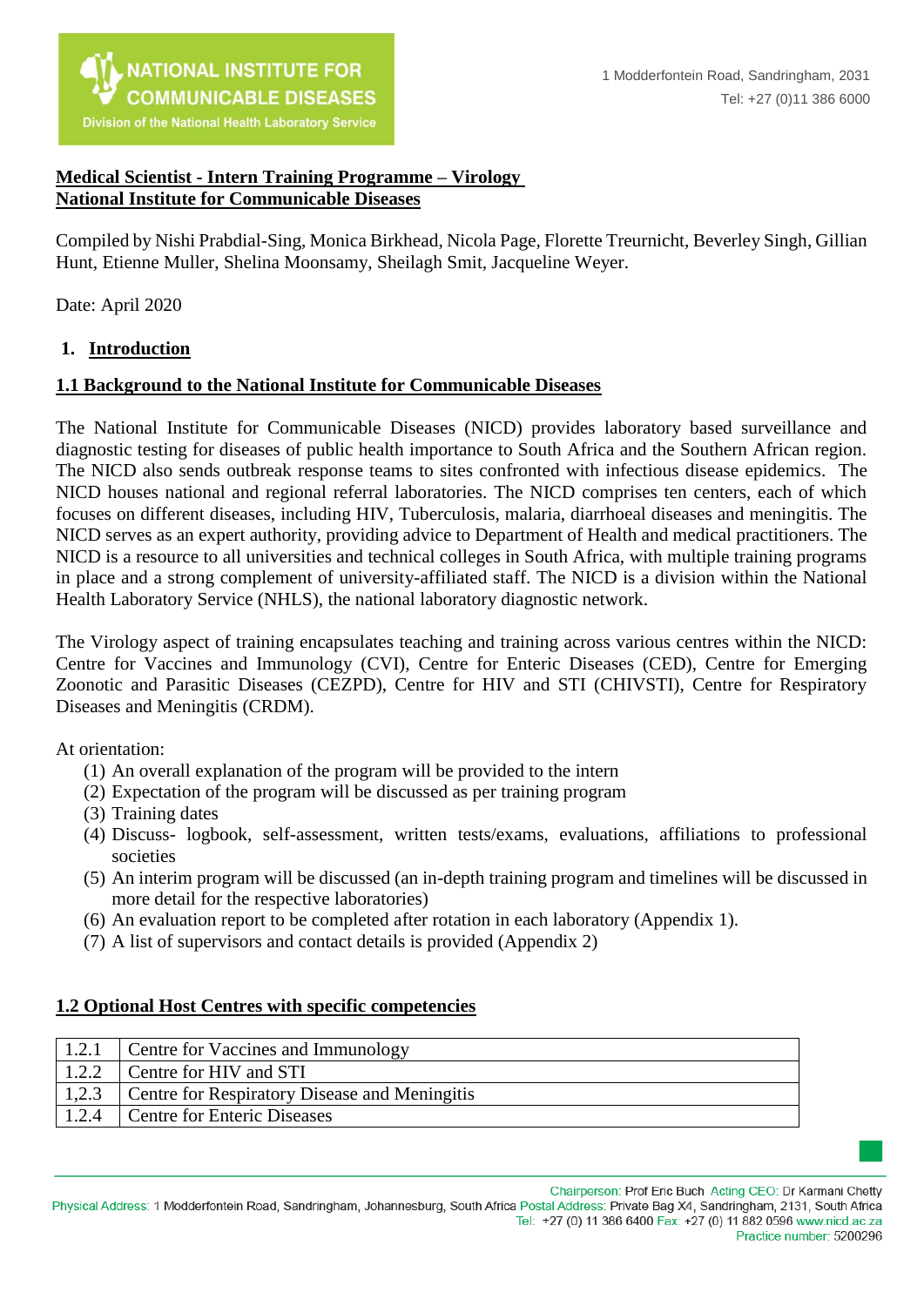NATIONAL INSTITUTE FOR COMMUNICABLE DISEASES
Division of the National Health Laboratory Service

1 Modderfontein Road, Sandringham, 2031
Tel: +27 (0)11 386 6000

# Medical Scientist - Intern Training Programme – Virology
# National Institute for Communicable Diseases

Compiled by Nishi Prabdial-Sing, Monica Birkhead, Nicola Page, Florette Treurnicht, Beverley Singh, Gillian Hunt, Etienne Muller, Shelina Moonsamy, Sheilagh Smit, Jacqueline Weyer.

Date: April 2020

## 1. Introduction

### 1.1 Background to the National Institute for Communicable Diseases

The National Institute for Communicable Diseases (NICD) provides laboratory based surveillance and diagnostic testing for diseases of public health importance to South Africa and the Southern African region. The NICD also sends outbreak response teams to sites confronted with infectious disease epidemics. The NICD houses national and regional referral laboratories. The NICD comprises ten centers, each of which focuses on different diseases, including HIV, Tuberculosis, malaria, diarrhoeal diseases and meningitis. The NICD serves as an expert authority, providing advice to Department of Health and medical practitioners. The NICD is a resource to all universities and technical colleges in South Africa, with multiple training programs in place and a strong complement of university-affiliated staff. The NICD is a division within the National Health Laboratory Service (NHLS), the national laboratory diagnostic network.

The Virology aspect of training encapsulates teaching and training across various centres within the NICD: Centre for Vaccines and Immunology (CVI), Centre for Enteric Diseases (CED), Centre for Emerging Zoonotic and Parasitic Diseases (CEZPD), Centre for HIV and STI (CHIVSTI), Centre for Respiratory Diseases and Meningitis (CRDM).

At orientation:

(1) An overall explanation of the program will be provided to the intern
(2) Expectation of the program will be discussed as per training program
(3) Training dates
(4) Discuss- logbook, self-assessment, written tests/exams, evaluations, affiliations to professional societies
(5) An interim program will be discussed (an in-depth training program and timelines will be discussed in more detail for the respective laboratories)
(6) An evaluation report to be completed after rotation in each laboratory (Appendix 1).
(7) A list of supervisors and contact details is provided (Appendix 2)

### 1.2 Optional Host Centres with specific competencies

| | |
|---|---|
| 1.2.1 | Centre for Vaccines and Immunology |
| 1.2.2 | Centre for HIV and STI |
| 1,2.3 | Centre for Respiratory Disease and Meningitis |
| 1.2.4 | Centre for Enteric Diseases |

Chairperson: Prof Eric Buch Acting CEO: Dr Karmani Chetty
Physical Address: 1 Modderfontein Road, Sandringham, Johannesburg, South Africa Postal Address: Private Bag X4, Sandringham, 2131, South Africa
Tel: +27 (0) 11 386 6400 Fax: +27 (0) 11 882 0596 www.nicd.ac.za
Practice number: 5200296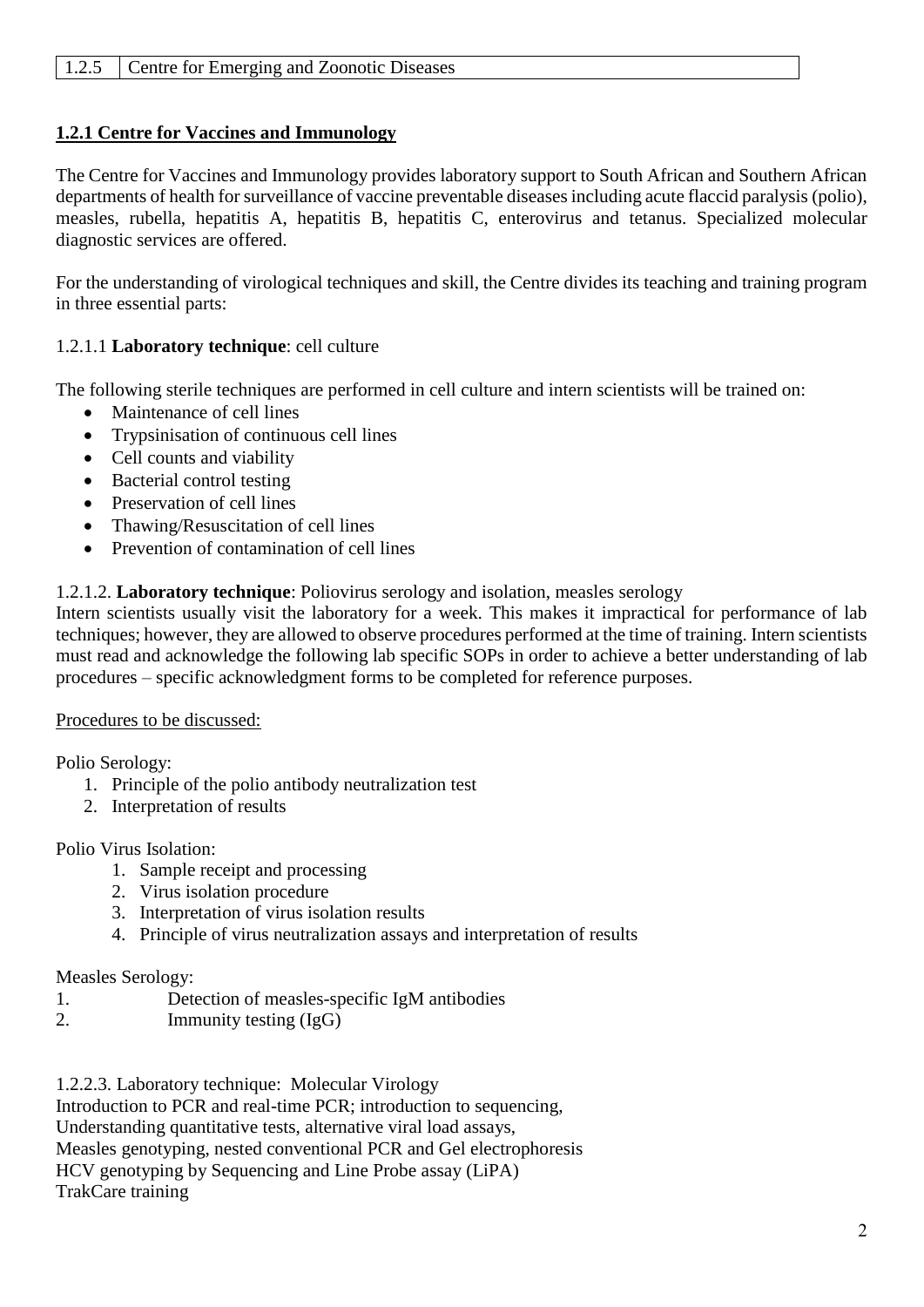| 1.2.5 | Centre for Emerging and Zoonotic Diseases |
|---|---|

## 1.2.1 Centre for Vaccines and Immunology

The Centre for Vaccines and Immunology provides laboratory support to South African and Southern African departments of health for surveillance of vaccine preventable diseases including acute flaccid paralysis (polio), measles, rubella, hepatitis A, hepatitis B, hepatitis C, enterovirus and tetanus. Specialized molecular diagnostic services are offered.

For the understanding of virological techniques and skill, the Centre divides its teaching and training program in three essential parts:

1.2.1.1 **Laboratory technique**: cell culture

The following sterile techniques are performed in cell culture and intern scientists will be trained on:

- Maintenance of cell lines
- Trypsinisation of continuous cell lines
- Cell counts and viability
- Bacterial control testing
- Preservation of cell lines
- Thawing/Resuscitation of cell lines
- Prevention of contamination of cell lines

1.2.1.2. **Laboratory technique**: Poliovirus serology and isolation, measles serology

Intern scientists usually visit the laboratory for a week. This makes it impractical for performance of lab techniques; however, they are allowed to observe procedures performed at the time of training. Intern scientists must read and acknowledge the following lab specific SOPs in order to achieve a better understanding of lab procedures – specific acknowledgment forms to be completed for reference purposes.

Procedures to be discussed:

Polio Serology:

1. Principle of the polio antibody neutralization test
2. Interpretation of results

Polio Virus Isolation:

1. Sample receipt and processing
2. Virus isolation procedure
3. Interpretation of virus isolation results
4. Principle of virus neutralization assays and interpretation of results

Measles Serology:

1. Detection of measles-specific IgM antibodies
2. Immunity testing (IgG)

1.2.2.3. Laboratory technique: Molecular Virology

Introduction to PCR and real-time PCR; introduction to sequencing,
Understanding quantitative tests, alternative viral load assays,
Measles genotyping, nested conventional PCR and Gel electrophoresis
HCV genotyping by Sequencing and Line Probe assay (LiPA)
TrakCare training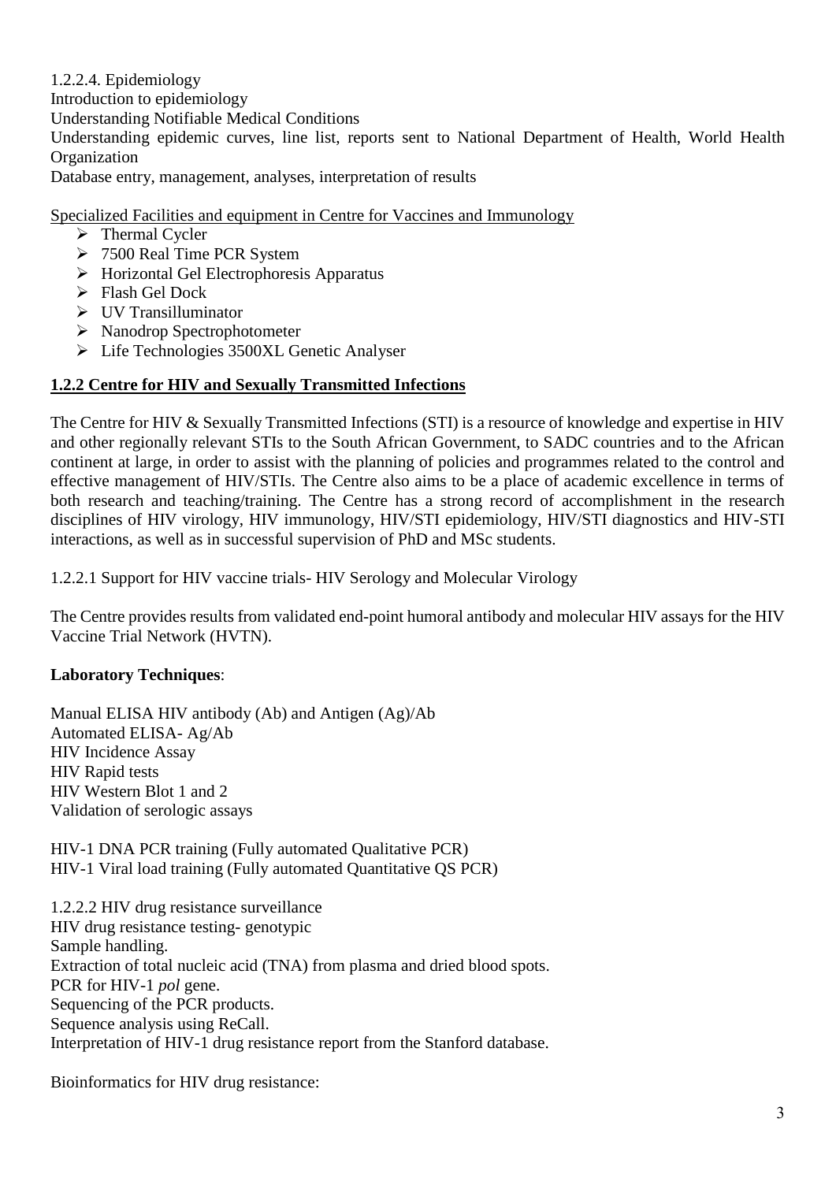1.2.2.4. Epidemiology
Introduction to epidemiology
Understanding Notifiable Medical Conditions
Understanding epidemic curves, line list, reports sent to National Department of Health, World Health Organization
Database entry, management, analyses, interpretation of results

Specialized Facilities and equipment in Centre for Vaccines and Immunology

- Thermal Cycler
- 7500 Real Time PCR System
- Horizontal Gel Electrophoresis Apparatus
- Flash Gel Dock
- UV Transilluminator
- Nanodrop Spectrophotometer
- Life Technologies 3500XL Genetic Analyser

## 1.2.2 Centre for HIV and Sexually Transmitted Infections

The Centre for HIV & Sexually Transmitted Infections (STI) is a resource of knowledge and expertise in HIV and other regionally relevant STIs to the South African Government, to SADC countries and to the African continent at large, in order to assist with the planning of policies and programmes related to the control and effective management of HIV/STIs. The Centre also aims to be a place of academic excellence in terms of both research and teaching/training. The Centre has a strong record of accomplishment in the research disciplines of HIV virology, HIV immunology, HIV/STI epidemiology, HIV/STI diagnostics and HIV-STI interactions, as well as in successful supervision of PhD and MSc students.

1.2.2.1 Support for HIV vaccine trials- HIV Serology and Molecular Virology

The Centre provides results from validated end-point humoral antibody and molecular HIV assays for the HIV Vaccine Trial Network (HVTN).

**Laboratory Techniques**:

Manual ELISA HIV antibody (Ab) and Antigen (Ag)/Ab
Automated ELISA- Ag/Ab
HIV Incidence Assay
HIV Rapid tests
HIV Western Blot 1 and 2
Validation of serologic assays

HIV-1 DNA PCR training (Fully automated Qualitative PCR)
HIV-1 Viral load training (Fully automated Quantitative QS PCR)

1.2.2.2 HIV drug resistance surveillance
HIV drug resistance testing- genotypic
Sample handling.
Extraction of total nucleic acid (TNA) from plasma and dried blood spots.
PCR for HIV-1 *pol* gene.
Sequencing of the PCR products.
Sequence analysis using ReCall.
Interpretation of HIV-1 drug resistance report from the Stanford database.

Bioinformatics for HIV drug resistance: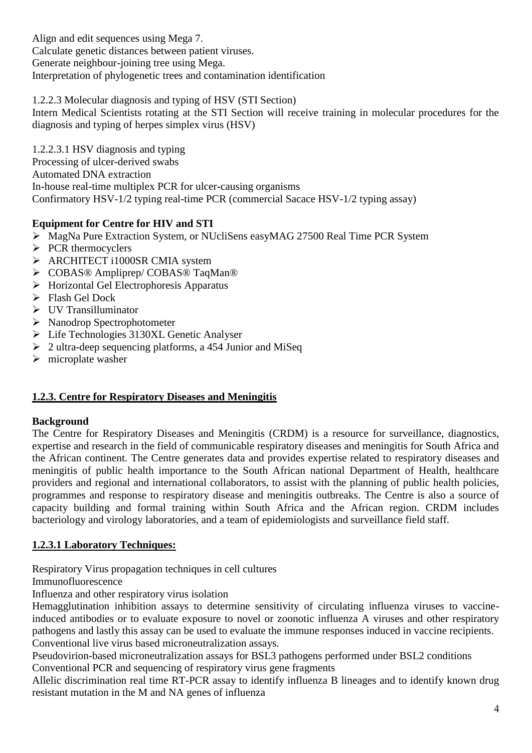Align and edit sequences using Mega 7.
Calculate genetic distances between patient viruses.
Generate neighbour-joining tree using Mega.
Interpretation of phylogenetic trees and contamination identification

1.2.2.3 Molecular diagnosis and typing of HSV (STI Section)
Intern Medical Scientists rotating at the STI Section will receive training in molecular procedures for the diagnosis and typing of herpes simplex virus (HSV)

1.2.2.3.1 HSV diagnosis and typing
Processing of ulcer-derived swabs
Automated DNA extraction
In-house real-time multiplex PCR for ulcer-causing organisms
Confirmatory HSV-1/2 typing real-time PCR (commercial Sacace HSV-1/2 typing assay)

**Equipment for Centre for HIV and STI**

- MagNa Pure Extraction System, or NUcliSens easyMAG 27500 Real Time PCR System
- PCR thermocyclers
- ARCHITECT i1000SR CMIA system
- COBAS® Ampliprep/ COBAS® TaqMan®
- Horizontal Gel Electrophoresis Apparatus
- Flash Gel Dock
- UV Transilluminator
- Nanodrop Spectrophotometer
- Life Technologies 3130XL Genetic Analyser
- 2 ultra-deep sequencing platforms, a 454 Junior and MiSeq
- microplate washer

## 1.2.3. Centre for Respiratory Diseases and Meningitis

**Background**

The Centre for Respiratory Diseases and Meningitis (CRDM) is a resource for surveillance, diagnostics, expertise and research in the field of communicable respiratory diseases and meningitis for South Africa and the African continent. The Centre generates data and provides expertise related to respiratory diseases and meningitis of public health importance to the South African national Department of Health, healthcare providers and regional and international collaborators, to assist with the planning of public health policies, programmes and response to respiratory disease and meningitis outbreaks. The Centre is also a source of capacity building and formal training within South Africa and the African region. CRDM includes bacteriology and virology laboratories, and a team of epidemiologists and surveillance field staff.

### 1.2.3.1 Laboratory Techniques:

Respiratory Virus propagation techniques in cell cultures
Immunofluorescence
Influenza and other respiratory virus isolation
Hemagglutination inhibition assays to determine sensitivity of circulating influenza viruses to vaccine-induced antibodies or to evaluate exposure to novel or zoonotic influenza A viruses and other respiratory pathogens and lastly this assay can be used to evaluate the immune responses induced in vaccine recipients.
Conventional live virus based microneutralization assays.
Pseudovirion-based microneutralization assays for BSL3 pathogens performed under BSL2 conditions
Conventional PCR and sequencing of respiratory virus gene fragments
Allelic discrimination real time RT-PCR assay to identify influenza B lineages and to identify known drug resistant mutation in the M and NA genes of influenza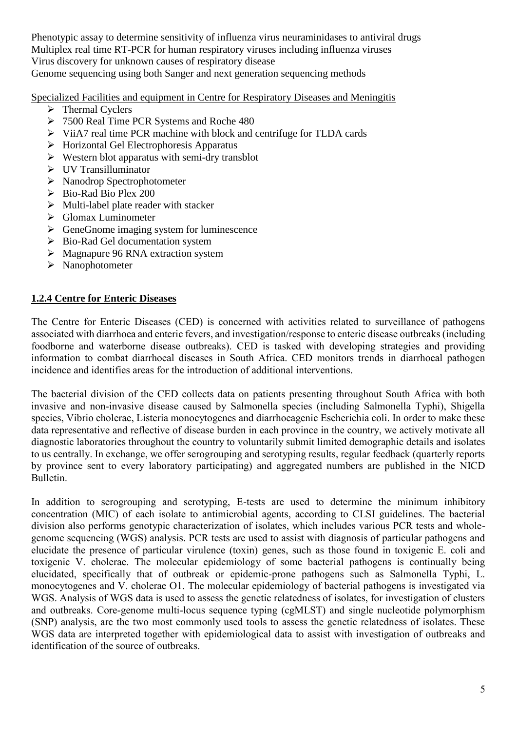Phenotypic assay to determine sensitivity of influenza virus neuraminidases to antiviral drugs
Multiplex real time RT-PCR for human respiratory viruses including influenza viruses
Virus discovery for unknown causes of respiratory disease
Genome sequencing using both Sanger and next generation sequencing methods

Specialized Facilities and equipment in Centre for Respiratory Diseases and Meningitis

- Thermal Cyclers
- 7500 Real Time PCR Systems and Roche 480
- ViiA7 real time PCR machine with block and centrifuge for TLDA cards
- Horizontal Gel Electrophoresis Apparatus
- Western blot apparatus with semi-dry transblot
- UV Transilluminator
- Nanodrop Spectrophotometer
- Bio-Rad Bio Plex 200
- Multi-label plate reader with stacker
- Glomax Luminometer
- GeneGnome imaging system for luminescence
- Bio-Rad Gel documentation system
- Magnapure 96 RNA extraction system
- Nanophotometer

### 1.2.4 Centre for Enteric Diseases

The Centre for Enteric Diseases (CED) is concerned with activities related to surveillance of pathogens associated with diarrhoea and enteric fevers, and investigation/response to enteric disease outbreaks (including foodborne and waterborne disease outbreaks). CED is tasked with developing strategies and providing information to combat diarrhoeal diseases in South Africa. CED monitors trends in diarrhoeal pathogen incidence and identifies areas for the introduction of additional interventions.

The bacterial division of the CED collects data on patients presenting throughout South Africa with both invasive and non-invasive disease caused by Salmonella species (including Salmonella Typhi), Shigella species, Vibrio cholerae, Listeria monocytogenes and diarrhoeagenic Escherichia coli. In order to make these data representative and reflective of disease burden in each province in the country, we actively motivate all diagnostic laboratories throughout the country to voluntarily submit limited demographic details and isolates to us centrally. In exchange, we offer serogrouping and serotyping results, regular feedback (quarterly reports by province sent to every laboratory participating) and aggregated numbers are published in the NICD Bulletin.

In addition to serogrouping and serotyping, E-tests are used to determine the minimum inhibitory concentration (MIC) of each isolate to antimicrobial agents, according to CLSI guidelines. The bacterial division also performs genotypic characterization of isolates, which includes various PCR tests and whole-genome sequencing (WGS) analysis. PCR tests are used to assist with diagnosis of particular pathogens and elucidate the presence of particular virulence (toxin) genes, such as those found in toxigenic E. coli and toxigenic V. cholerae. The molecular epidemiology of some bacterial pathogens is continually being elucidated, specifically that of outbreak or epidemic-prone pathogens such as Salmonella Typhi, L. monocytogenes and V. cholerae O1. The molecular epidemiology of bacterial pathogens is investigated via WGS. Analysis of WGS data is used to assess the genetic relatedness of isolates, for investigation of clusters and outbreaks. Core-genome multi-locus sequence typing (cgMLST) and single nucleotide polymorphism (SNP) analysis, are the two most commonly used tools to assess the genetic relatedness of isolates. These WGS data are interpreted together with epidemiological data to assist with investigation of outbreaks and identification of the source of outbreaks.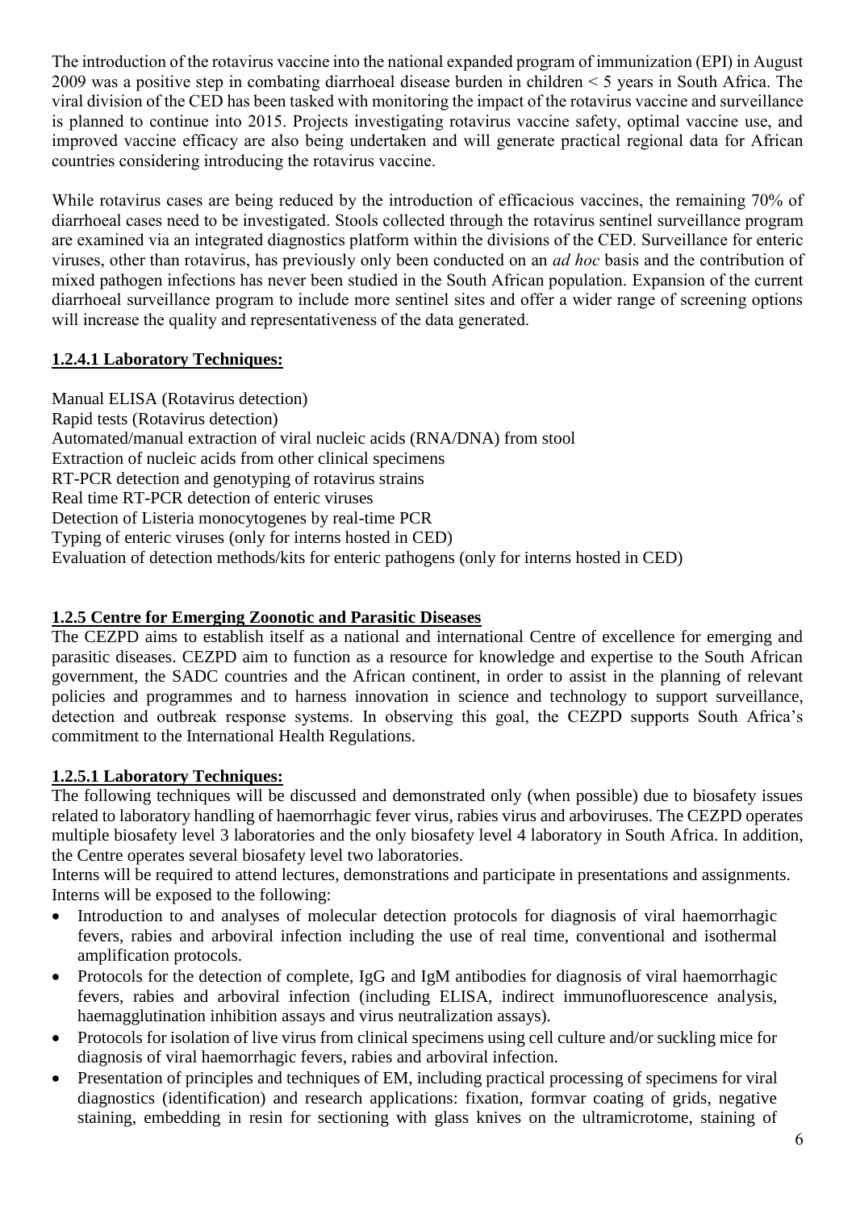The introduction of the rotavirus vaccine into the national expanded program of immunization (EPI) in August 2009 was a positive step in combating diarrhoeal disease burden in children < 5 years in South Africa. The viral division of the CED has been tasked with monitoring the impact of the rotavirus vaccine and surveillance is planned to continue into 2015. Projects investigating rotavirus vaccine safety, optimal vaccine use, and improved vaccine efficacy are also being undertaken and will generate practical regional data for African countries considering introducing the rotavirus vaccine.

While rotavirus cases are being reduced by the introduction of efficacious vaccines, the remaining 70% of diarrhoeal cases need to be investigated. Stools collected through the rotavirus sentinel surveillance program are examined via an integrated diagnostics platform within the divisions of the CED. Surveillance for enteric viruses, other than rotavirus, has previously only been conducted on an *ad hoc* basis and the contribution of mixed pathogen infections has never been studied in the South African population. Expansion of the current diarrhoeal surveillance program to include more sentinel sites and offer a wider range of screening options will increase the quality and representativeness of the data generated.

### 1.2.4.1 Laboratory Techniques:

Manual ELISA (Rotavirus detection)
Rapid tests (Rotavirus detection)
Automated/manual extraction of viral nucleic acids (RNA/DNA) from stool
Extraction of nucleic acids from other clinical specimens
RT-PCR detection and genotyping of rotavirus strains
Real time RT-PCR detection of enteric viruses
Detection of Listeria monocytogenes by real-time PCR
Typing of enteric viruses (only for interns hosted in CED)
Evaluation of detection methods/kits for enteric pathogens (only for interns hosted in CED)

## 1.2.5 Centre for Emerging Zoonotic and Parasitic Diseases

The CEZPD aims to establish itself as a national and international Centre of excellence for emerging and parasitic diseases. CEZPD aim to function as a resource for knowledge and expertise to the South African government, the SADC countries and the African continent, in order to assist in the planning of relevant policies and programmes and to harness innovation in science and technology to support surveillance, detection and outbreak response systems. In observing this goal, the CEZPD supports South Africa's commitment to the International Health Regulations.

### 1.2.5.1 Laboratory Techniques:

The following techniques will be discussed and demonstrated only (when possible) due to biosafety issues related to laboratory handling of haemorrhagic fever virus, rabies virus and arboviruses. The CEZPD operates multiple biosafety level 3 laboratories and the only biosafety level 4 laboratory in South Africa. In addition, the Centre operates several biosafety level two laboratories.

Interns will be required to attend lectures, demonstrations and participate in presentations and assignments. Interns will be exposed to the following:

- Introduction to and analyses of molecular detection protocols for diagnosis of viral haemorrhagic fevers, rabies and arboviral infection including the use of real time, conventional and isothermal amplification protocols.
- Protocols for the detection of complete, IgG and IgM antibodies for diagnosis of viral haemorrhagic fevers, rabies and arboviral infection (including ELISA, indirect immunofluorescence analysis, haemagglutination inhibition assays and virus neutralization assays).
- Protocols for isolation of live virus from clinical specimens using cell culture and/or suckling mice for diagnosis of viral haemorrhagic fevers, rabies and arboviral infection.
- Presentation of principles and techniques of EM, including practical processing of specimens for viral diagnostics (identification) and research applications: fixation, formvar coating of grids, negative staining, embedding in resin for sectioning with glass knives on the ultramicrotome, staining of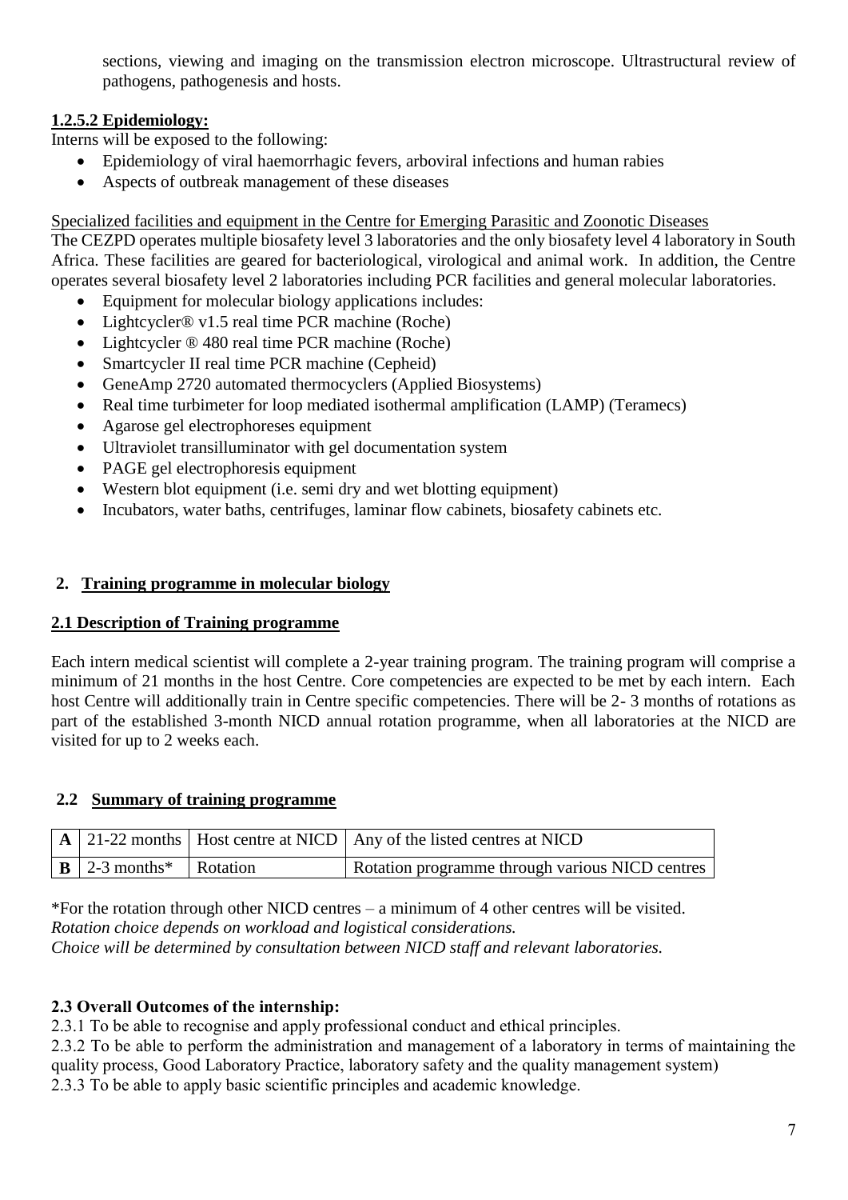sections, viewing and imaging on the transmission electron microscope. Ultrastructural review of pathogens, pathogenesis and hosts.

#### 1.2.5.2 Epidemiology:

Interns will be exposed to the following:

- Epidemiology of viral haemorrhagic fevers, arboviral infections and human rabies
- Aspects of outbreak management of these diseases

Specialized facilities and equipment in the Centre for Emerging Parasitic and Zoonotic Diseases

The CEZPD operates multiple biosafety level 3 laboratories and the only biosafety level 4 laboratory in South Africa. These facilities are geared for bacteriological, virological and animal work. In addition, the Centre operates several biosafety level 2 laboratories including PCR facilities and general molecular laboratories.

- Equipment for molecular biology applications includes:
- Lightcycler® v1.5 real time PCR machine (Roche)
- Lightcycler ® 480 real time PCR machine (Roche)
- Smartcycler II real time PCR machine (Cepheid)
- GeneAmp 2720 automated thermocyclers (Applied Biosystems)
- Real time turbimeter for loop mediated isothermal amplification (LAMP) (Teramecs)
- Agarose gel electrophoreses equipment
- Ultraviolet transilluminator with gel documentation system
- PAGE gel electrophoresis equipment
- Western blot equipment (i.e. semi dry and wet blotting equipment)
- Incubators, water baths, centrifuges, laminar flow cabinets, biosafety cabinets etc.

## 2. Training programme in molecular biology

### 2.1 Description of Training programme

Each intern medical scientist will complete a 2-year training program. The training program will comprise a minimum of 21 months in the host Centre. Core competencies are expected to be met by each intern. Each host Centre will additionally train in Centre specific competencies. There will be 2- 3 months of rotations as part of the established 3-month NICD annual rotation programme, when all laboratories at the NICD are visited for up to 2 weeks each.

### 2.2 Summary of training programme

| | | | |
|---|---|---|---|
| **A** | 21-22 months | Host centre at NICD | Any of the listed centres at NICD |
| **B** | 2-3 months* | Rotation | Rotation programme through various NICD centres |

*For the rotation through other NICD centres – a minimum of 4 other centres will be visited.
*Rotation choice depends on workload and logistical considerations.*
*Choice will be determined by consultation between NICD staff and relevant laboratories.*

### 2.3 Overall Outcomes of the internship:

2.3.1 To be able to recognise and apply professional conduct and ethical principles.

2.3.2 To be able to perform the administration and management of a laboratory in terms of maintaining the quality process, Good Laboratory Practice, laboratory safety and the quality management system)

2.3.3 To be able to apply basic scientific principles and academic knowledge.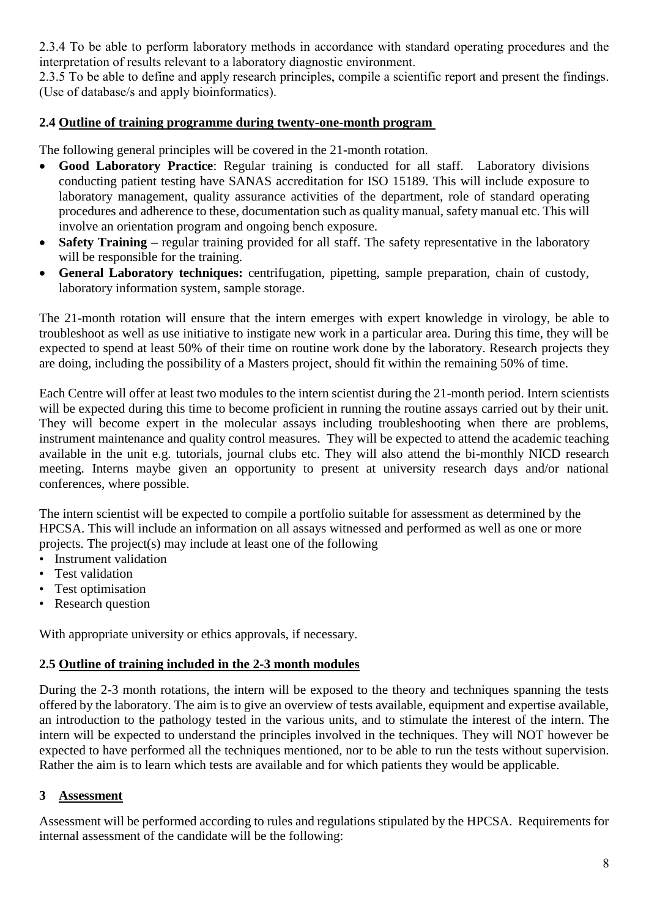2.3.4 To be able to perform laboratory methods in accordance with standard operating procedures and the interpretation of results relevant to a laboratory diagnostic environment.

2.3.5 To be able to define and apply research principles, compile a scientific report and present the findings. (Use of database/s and apply bioinformatics).

### 2.4 Outline of training programme during twenty-one-month program

The following general principles will be covered in the 21-month rotation.

- **Good Laboratory Practice**: Regular training is conducted for all staff. Laboratory divisions conducting patient testing have SANAS accreditation for ISO 15189. This will include exposure to laboratory management, quality assurance activities of the department, role of standard operating procedures and adherence to these, documentation such as quality manual, safety manual etc. This will involve an orientation program and ongoing bench exposure.
- **Safety Training –** regular training provided for all staff. The safety representative in the laboratory will be responsible for the training.
- **General Laboratory techniques:** centrifugation, pipetting, sample preparation, chain of custody, laboratory information system, sample storage.

The 21-month rotation will ensure that the intern emerges with expert knowledge in virology, be able to troubleshoot as well as use initiative to instigate new work in a particular area. During this time, they will be expected to spend at least 50% of their time on routine work done by the laboratory. Research projects they are doing, including the possibility of a Masters project, should fit within the remaining 50% of time.

Each Centre will offer at least two modules to the intern scientist during the 21-month period. Intern scientists will be expected during this time to become proficient in running the routine assays carried out by their unit. They will become expert in the molecular assays including troubleshooting when there are problems, instrument maintenance and quality control measures. They will be expected to attend the academic teaching available in the unit e.g. tutorials, journal clubs etc. They will also attend the bi-monthly NICD research meeting. Interns maybe given an opportunity to present at university research days and/or national conferences, where possible.

The intern scientist will be expected to compile a portfolio suitable for assessment as determined by the HPCSA. This will include an information on all assays witnessed and performed as well as one or more projects. The project(s) may include at least one of the following

- Instrument validation
- Test validation
- Test optimisation
- Research question

With appropriate university or ethics approvals, if necessary.

### 2.5 Outline of training included in the 2-3 month modules

During the 2-3 month rotations, the intern will be exposed to the theory and techniques spanning the tests offered by the laboratory. The aim is to give an overview of tests available, equipment and expertise available, an introduction to the pathology tested in the various units, and to stimulate the interest of the intern. The intern will be expected to understand the principles involved in the techniques. They will NOT however be expected to have performed all the techniques mentioned, nor to be able to run the tests without supervision. Rather the aim is to learn which tests are available and for which patients they would be applicable.

## 3 Assessment

Assessment will be performed according to rules and regulations stipulated by the HPCSA. Requirements for internal assessment of the candidate will be the following: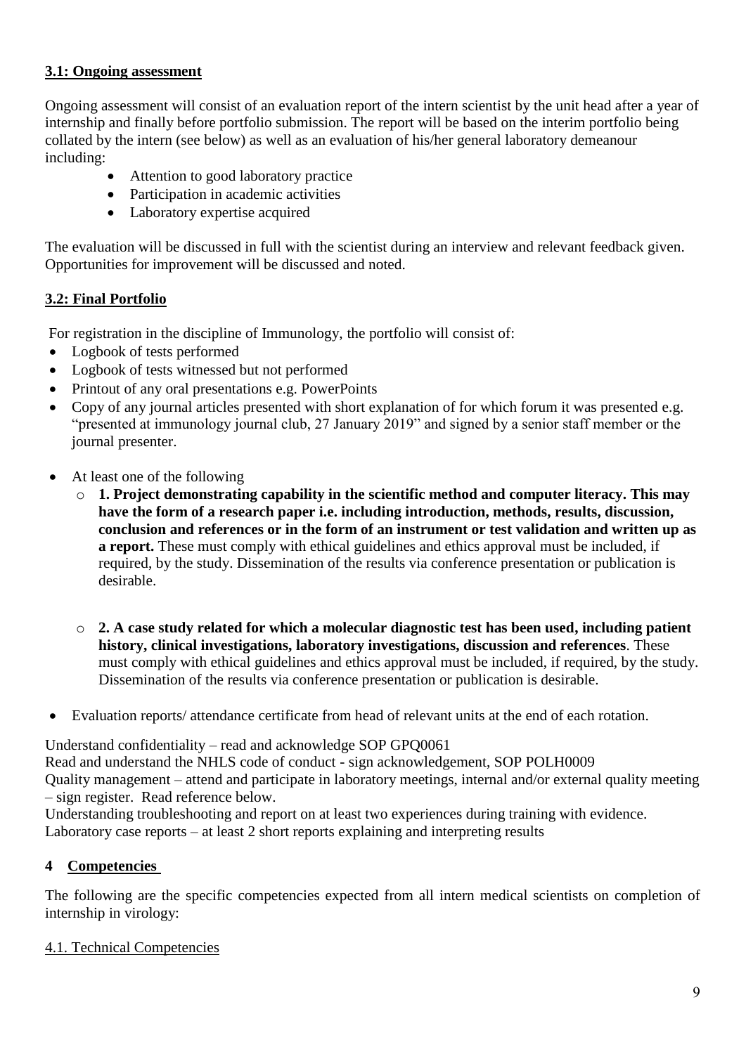### **3.1: Ongoing assessment**

Ongoing assessment will consist of an evaluation report of the intern scientist by the unit head after a year of internship and finally before portfolio submission. The report will be based on the interim portfolio being collated by the intern (see below) as well as an evaluation of his/her general laboratory demeanour including:

- Attention to good laboratory practice
- Participation in academic activities
- Laboratory expertise acquired

The evaluation will be discussed in full with the scientist during an interview and relevant feedback given. Opportunities for improvement will be discussed and noted.

### **3.2: Final Portfolio**

For registration in the discipline of Immunology, the portfolio will consist of:

- Logbook of tests performed
- Logbook of tests witnessed but not performed
- Printout of any oral presentations e.g. PowerPoints
- Copy of any journal articles presented with short explanation of for which forum it was presented e.g. "presented at immunology journal club, 27 January 2019" and signed by a senior staff member or the journal presenter.
- At least one of the following
  - **1. Project demonstrating capability in the scientific method and computer literacy. This may have the form of a research paper i.e. including introduction, methods, results, discussion, conclusion and references or in the form of an instrument or test validation and written up as a report.** These must comply with ethical guidelines and ethics approval must be included, if required, by the study. Dissemination of the results via conference presentation or publication is desirable.
  - **2. A case study related for which a molecular diagnostic test has been used, including patient history, clinical investigations, laboratory investigations, discussion and references**. These must comply with ethical guidelines and ethics approval must be included, if required, by the study. Dissemination of the results via conference presentation or publication is desirable.
- Evaluation reports/ attendance certificate from head of relevant units at the end of each rotation.

Understand confidentiality – read and acknowledge SOP GPQ0061
Read and understand the NHLS code of conduct - sign acknowledgement, SOP POLH0009
Quality management – attend and participate in laboratory meetings, internal and/or external quality meeting – sign register. Read reference below.
Understanding troubleshooting and report on at least two experiences during training with evidence.
Laboratory case reports – at least 2 short reports explaining and interpreting results

## **4 Competencies**

The following are the specific competencies expected from all intern medical scientists on completion of internship in virology:

4.1. Technical Competencies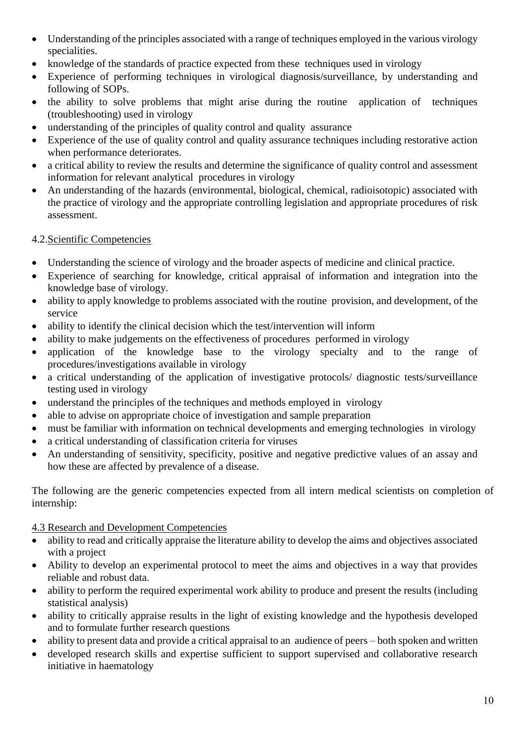- Understanding of the principles associated with a range of techniques employed in the various virology specialities.
- knowledge of the standards of practice expected from these techniques used in virology
- Experience of performing techniques in virological diagnosis/surveillance, by understanding and following of SOPs.
- the ability to solve problems that might arise during the routine application of techniques (troubleshooting) used in virology
- understanding of the principles of quality control and quality assurance
- Experience of the use of quality control and quality assurance techniques including restorative action when performance deteriorates.
- a critical ability to review the results and determine the significance of quality control and assessment information for relevant analytical procedures in virology
- An understanding of the hazards (environmental, biological, chemical, radioisotopic) associated with the practice of virology and the appropriate controlling legislation and appropriate procedures of risk assessment.

### 4.2. Scientific Competencies

- Understanding the science of virology and the broader aspects of medicine and clinical practice.
- Experience of searching for knowledge, critical appraisal of information and integration into the knowledge base of virology.
- ability to apply knowledge to problems associated with the routine provision, and development, of the service
- ability to identify the clinical decision which the test/intervention will inform
- ability to make judgements on the effectiveness of procedures performed in virology
- application of the knowledge base to the virology specialty and to the range of procedures/investigations available in virology
- a critical understanding of the application of investigative protocols/ diagnostic tests/surveillance testing used in virology
- understand the principles of the techniques and methods employed in virology
- able to advise on appropriate choice of investigation and sample preparation
- must be familiar with information on technical developments and emerging technologies in virology
- a critical understanding of classification criteria for viruses
- An understanding of sensitivity, specificity, positive and negative predictive values of an assay and how these are affected by prevalence of a disease.

The following are the generic competencies expected from all intern medical scientists on completion of internship:

### 4.3 Research and Development Competencies

- ability to read and critically appraise the literature ability to develop the aims and objectives associated with a project
- Ability to develop an experimental protocol to meet the aims and objectives in a way that provides reliable and robust data.
- ability to perform the required experimental work ability to produce and present the results (including statistical analysis)
- ability to critically appraise results in the light of existing knowledge and the hypothesis developed and to formulate further research questions
- ability to present data and provide a critical appraisal to an audience of peers – both spoken and written
- developed research skills and expertise sufficient to support supervised and collaborative research initiative in haematology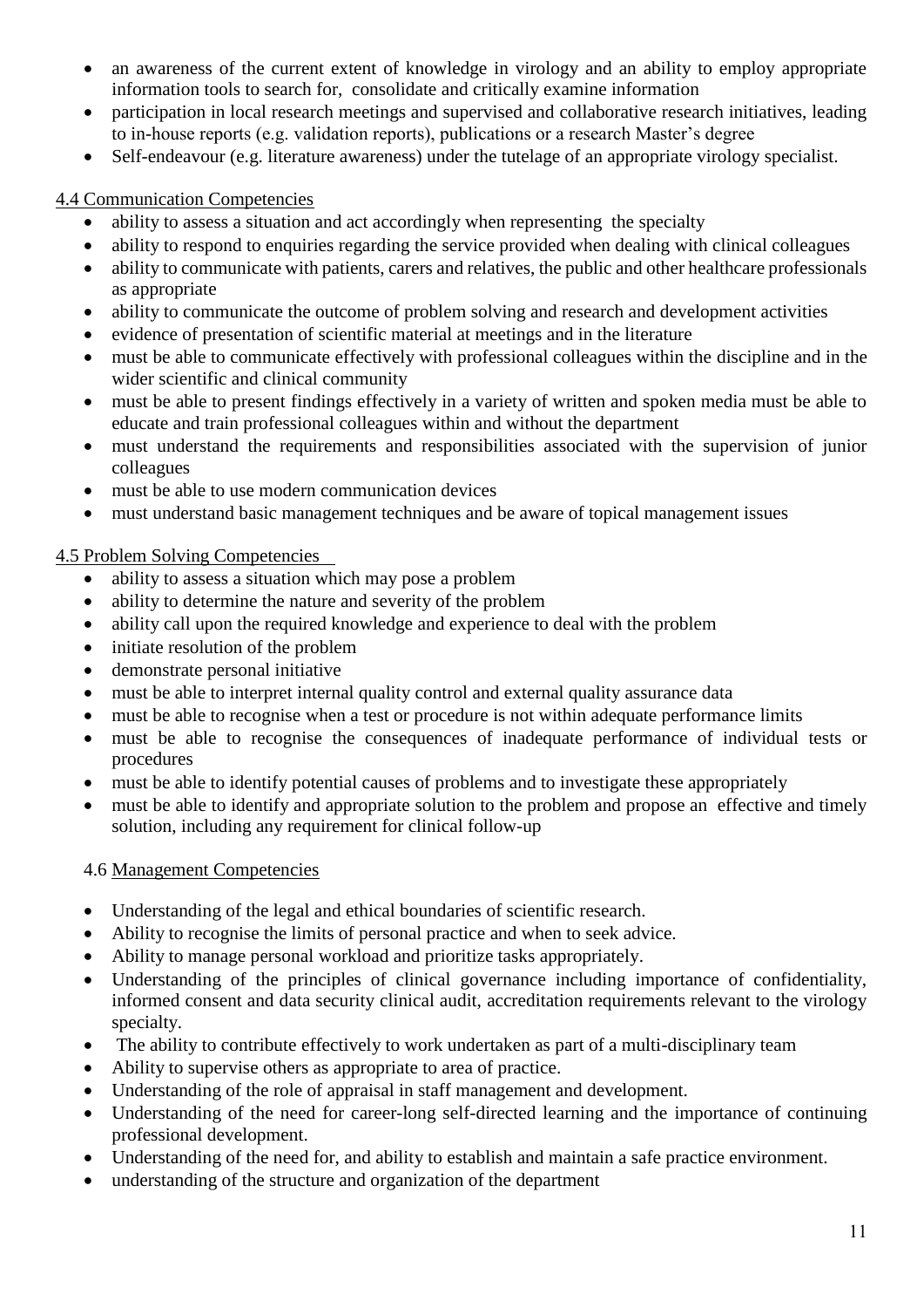- an awareness of the current extent of knowledge in virology and an ability to employ appropriate information tools to search for, consolidate and critically examine information
- participation in local research meetings and supervised and collaborative research initiatives, leading to in-house reports (e.g. validation reports), publications or a research Master's degree
- Self-endeavour (e.g. literature awareness) under the tutelage of an appropriate virology specialist.

### 4.4 Communication Competencies

- ability to assess a situation and act accordingly when representing the specialty
- ability to respond to enquiries regarding the service provided when dealing with clinical colleagues
- ability to communicate with patients, carers and relatives, the public and other healthcare professionals as appropriate
- ability to communicate the outcome of problem solving and research and development activities
- evidence of presentation of scientific material at meetings and in the literature
- must be able to communicate effectively with professional colleagues within the discipline and in the wider scientific and clinical community
- must be able to present findings effectively in a variety of written and spoken media must be able to educate and train professional colleagues within and without the department
- must understand the requirements and responsibilities associated with the supervision of junior colleagues
- must be able to use modern communication devices
- must understand basic management techniques and be aware of topical management issues

### 4.5 Problem Solving Competencies

- ability to assess a situation which may pose a problem
- ability to determine the nature and severity of the problem
- ability call upon the required knowledge and experience to deal with the problem
- initiate resolution of the problem
- demonstrate personal initiative
- must be able to interpret internal quality control and external quality assurance data
- must be able to recognise when a test or procedure is not within adequate performance limits
- must be able to recognise the consequences of inadequate performance of individual tests or procedures
- must be able to identify potential causes of problems and to investigate these appropriately
- must be able to identify and appropriate solution to the problem and propose an effective and timely solution, including any requirement for clinical follow-up

### 4.6 Management Competencies

- Understanding of the legal and ethical boundaries of scientific research.
- Ability to recognise the limits of personal practice and when to seek advice.
- Ability to manage personal workload and prioritize tasks appropriately.
- Understanding of the principles of clinical governance including importance of confidentiality, informed consent and data security clinical audit, accreditation requirements relevant to the virology specialty.
- The ability to contribute effectively to work undertaken as part of a multi-disciplinary team
- Ability to supervise others as appropriate to area of practice.
- Understanding of the role of appraisal in staff management and development.
- Understanding of the need for career-long self-directed learning and the importance of continuing professional development.
- Understanding of the need for, and ability to establish and maintain a safe practice environment.
- understanding of the structure and organization of the department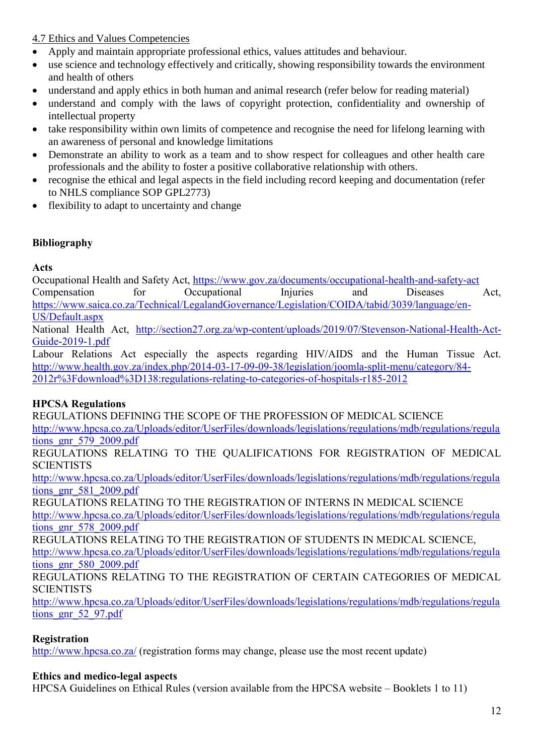4.7 Ethics and Values Competencies

- Apply and maintain appropriate professional ethics, values attitudes and behaviour.
- use science and technology effectively and critically, showing responsibility towards the environment and health of others
- understand and apply ethics in both human and animal research (refer below for reading material)
- understand and comply with the laws of copyright protection, confidentiality and ownership of intellectual property
- take responsibility within own limits of competence and recognise the need for lifelong learning with an awareness of personal and knowledge limitations
- Demonstrate an ability to work as a team and to show respect for colleagues and other health care professionals and the ability to foster a positive collaborative relationship with others.
- recognise the ethical and legal aspects in the field including record keeping and documentation (refer to NHLS compliance SOP GPL2773)
- flexibility to adapt to uncertainty and change

**Bibliography**

**Acts**

Occupational Health and Safety Act, https://www.gov.za/documents/occupational-health-and-safety-act
Compensation for Occupational Injuries and Diseases Act, https://www.saica.co.za/Technical/LegalandGovernance/Legislation/COIDA/tabid/3039/language/en-US/Default.aspx
National Health Act, http://section27.org.za/wp-content/uploads/2019/07/Stevenson-National-Health-Act-Guide-2019-1.pdf
Labour Relations Act especially the aspects regarding HIV/AIDS and the Human Tissue Act. http://www.health.gov.za/index.php/2014-03-17-09-09-38/legislation/joomla-split-menu/category/84-2012r%3Fdownload%3D138:regulations-relating-to-categories-of-hospitals-r185-2012

**HPCSA Regulations**

REGULATIONS DEFINING THE SCOPE OF THE PROFESSION OF MEDICAL SCIENCE
http://www.hpcsa.co.za/Uploads/editor/UserFiles/downloads/legislations/regulations/mdb/regulations/regulations_gnr_579_2009.pdf
REGULATIONS RELATING TO THE QUALIFICATIONS FOR REGISTRATION OF MEDICAL SCIENTISTS
http://www.hpcsa.co.za/Uploads/editor/UserFiles/downloads/legislations/regulations/mdb/regulations/regulations_gnr_581_2009.pdf
REGULATIONS RELATING TO THE REGISTRATION OF INTERNS IN MEDICAL SCIENCE
http://www.hpcsa.co.za/Uploads/editor/UserFiles/downloads/legislations/regulations/mdb/regulations/regulations_gnr_578_2009.pdf
REGULATIONS RELATING TO THE REGISTRATION OF STUDENTS IN MEDICAL SCIENCE,
http://www.hpcsa.co.za/Uploads/editor/UserFiles/downloads/legislations/regulations/mdb/regulations/regulations_gnr_580_2009.pdf
REGULATIONS RELATING TO THE REGISTRATION OF CERTAIN CATEGORIES OF MEDICAL SCIENTISTS
http://www.hpcsa.co.za/Uploads/editor/UserFiles/downloads/legislations/regulations/mdb/regulations/regulations_gnr_52_97.pdf

**Registration**

http://www.hpcsa.co.za/ (registration forms may change, please use the most recent update)

**Ethics and medico-legal aspects**

HPCSA Guidelines on Ethical Rules (version available from the HPCSA website – Booklets 1 to 11)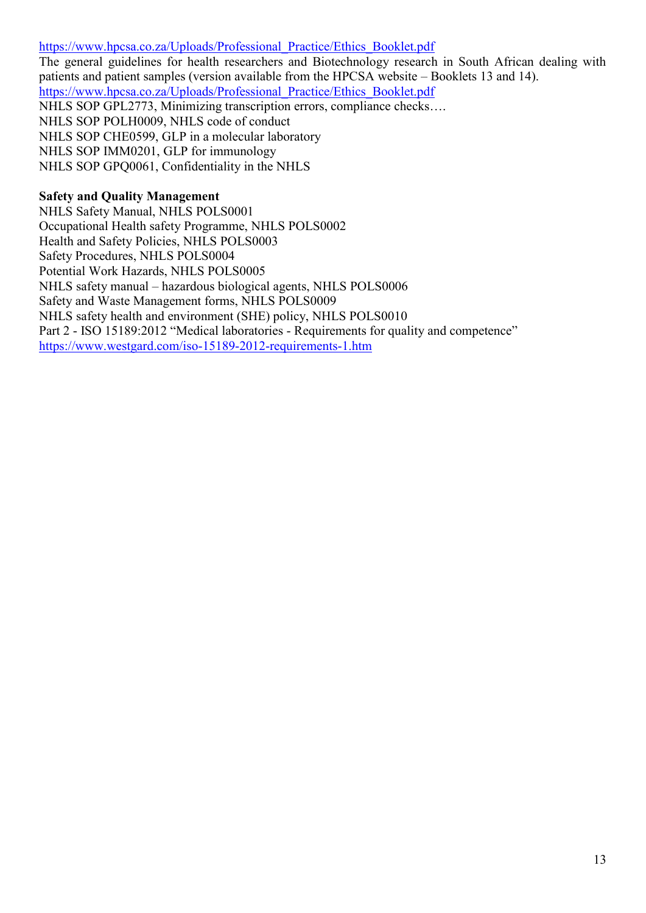https://www.hpcsa.co.za/Uploads/Professional_Practice/Ethics_Booklet.pdf

The general guidelines for health researchers and Biotechnology research in South African dealing with patients and patient samples (version available from the HPCSA website – Booklets 13 and 14).

https://www.hpcsa.co.za/Uploads/Professional_Practice/Ethics_Booklet.pdf

NHLS SOP GPL2773, Minimizing transcription errors, compliance checks….

NHLS SOP POLH0009, NHLS code of conduct

NHLS SOP CHE0599, GLP in a molecular laboratory

NHLS SOP IMM0201, GLP for immunology

NHLS SOP GPQ0061, Confidentiality in the NHLS

**Safety and Quality Management**

NHLS Safety Manual, NHLS POLS0001

Occupational Health safety Programme, NHLS POLS0002

Health and Safety Policies, NHLS POLS0003

Safety Procedures, NHLS POLS0004

Potential Work Hazards, NHLS POLS0005

NHLS safety manual – hazardous biological agents, NHLS POLS0006

Safety and Waste Management forms, NHLS POLS0009

NHLS safety health and environment (SHE) policy, NHLS POLS0010

Part 2 - ISO 15189:2012 “Medical laboratories - Requirements for quality and competence”

https://www.westgard.com/iso-15189-2012-requirements-1.htm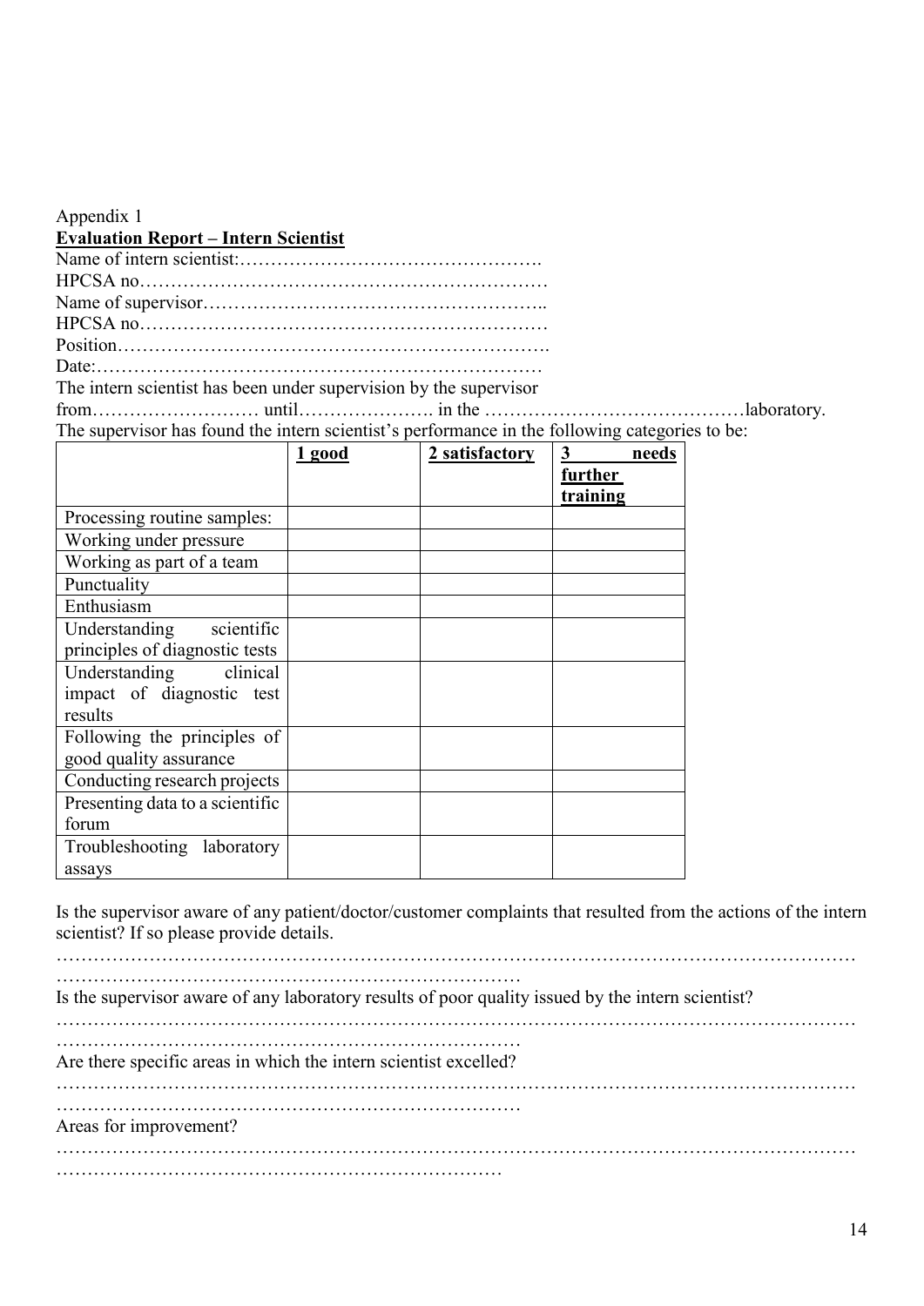Appendix 1

**Evaluation Report – Intern Scientist**

Name of intern scientist:………………………………………….

HPCSA no…………………………………………………………

Name of supervisor………………………………………………..

HPCSA no…………………………………………………………

Position…………………………………………………………….

Date:………………………………………………………………

The intern scientist has been under supervision by the supervisor from……………………… until…………………. in the ……………………………………laboratory.

The supervisor has found the intern scientist's performance in the following categories to be:

| | **1 good** | **2 satisfactory** | **3 needs further training** |
|---|---|---|---|
| Processing routine samples: | | | |
| Working under pressure | | | |
| Working as part of a team | | | |
| Punctuality | | | |
| Enthusiasm | | | |
| Understanding scientific principles of diagnostic tests | | | |
| Understanding clinical impact of diagnostic test results | | | |
| Following the principles of good quality assurance | | | |
| Conducting research projects | | | |
| Presenting data to a scientific forum | | | |
| Troubleshooting laboratory assays | | | |

Is the supervisor aware of any patient/doctor/customer complaints that resulted from the actions of the intern scientist? If so please provide details.

…………………………………………………………………………………………………………………
……………………………………………………………………

Is the supervisor aware of any laboratory results of poor quality issued by the intern scientist?

…………………………………………………………………………………………………………………
……………………………………………………………………

Are there specific areas in which the intern scientist excelled?

…………………………………………………………………………………………………………………
……………………………………………………………………

Areas for improvement?

…………………………………………………………………………………………………………………
……………………………………………………………………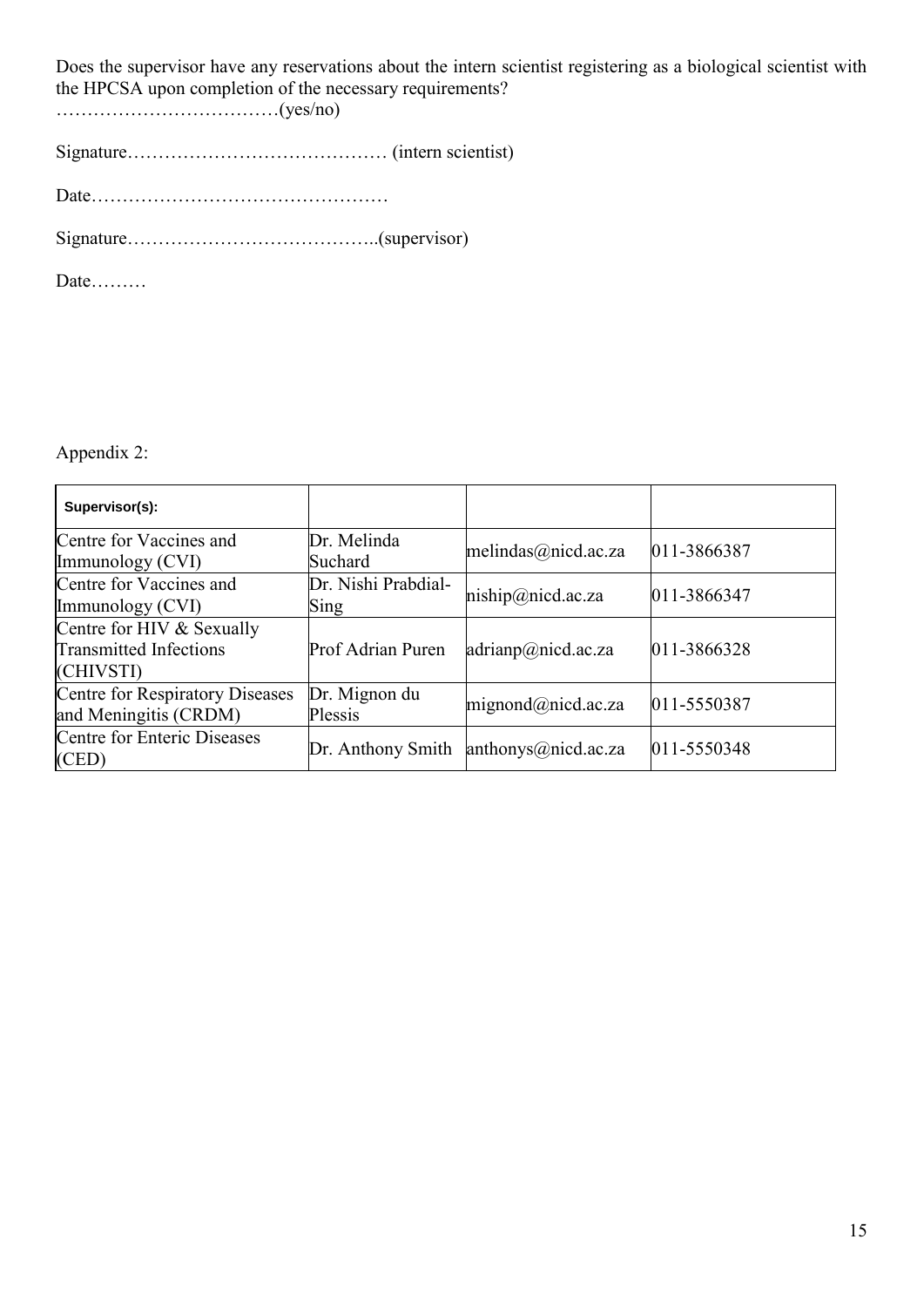Does the supervisor have any reservations about the intern scientist registering as a biological scientist with the HPCSA upon completion of the necessary requirements?
………………………………(yes/no)

Signature…………………………………… (intern scientist)

Date…………………………………………

Signature…………………………………..(supervisor)

Date………

Appendix 2:

| Supervisor(s): | | | |
|---|---|---|---|
| Centre for Vaccines and Immunology (CVI) | Dr. Melinda Suchard | melindas@nicd.ac.za | 011-3866387 |
| Centre for Vaccines and Immunology (CVI) | Dr. Nishi Prabdial-Sing | niship@nicd.ac.za | 011-3866347 |
| Centre for HIV & Sexually Transmitted Infections (CHIVSTI) | Prof Adrian Puren | adrianp@nicd.ac.za | 011-3866328 |
| Centre for Respiratory Diseases and Meningitis (CRDM) | Dr. Mignon du Plessis | mignond@nicd.ac.za | 011-5550387 |
| Centre for Enteric Diseases (CED) | Dr. Anthony Smith | anthonys@nicd.ac.za | 011-5550348 |